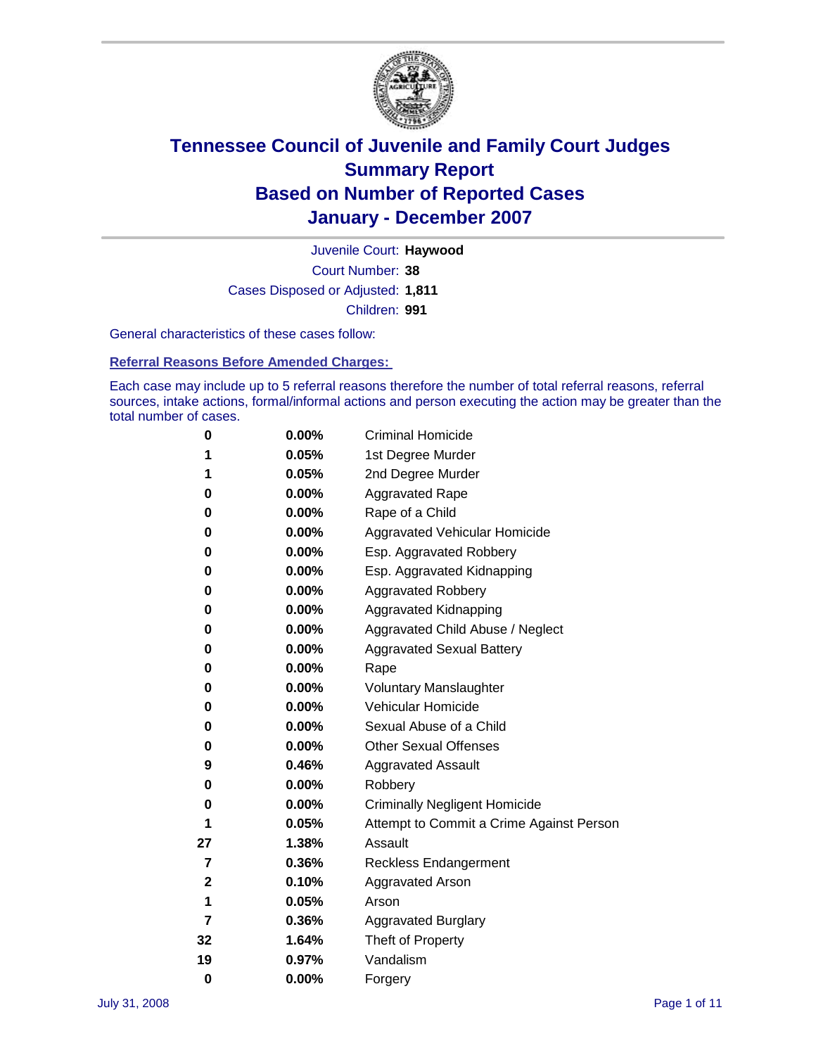# Tennessee Council of Juvenile and Family Court Judges
## Summary Report
## Based on Number of Reported Cases
## January - December 2007

Juvenile Court: **Haywood**
Court Number: **38**
Cases Disposed or Adjusted: **1,811**
Children: **991**

General characteristics of these cases follow:

### Referral Reasons Before Amended Charges:

Each case may include up to 5 referral reasons therefore the number of total referral reasons, referral sources, intake actions, formal/informal actions and person executing the action may be greater than the total number of cases.

| Count | Percent | Referral Reason |
|---|---|---|
| 0 | 0.00% | Criminal Homicide |
| 1 | 0.05% | 1st Degree Murder |
| 1 | 0.05% | 2nd Degree Murder |
| 0 | 0.00% | Aggravated Rape |
| 0 | 0.00% | Rape of a Child |
| 0 | 0.00% | Aggravated Vehicular Homicide |
| 0 | 0.00% | Esp. Aggravated Robbery |
| 0 | 0.00% | Esp. Aggravated Kidnapping |
| 0 | 0.00% | Aggravated Robbery |
| 0 | 0.00% | Aggravated Kidnapping |
| 0 | 0.00% | Aggravated Child Abuse / Neglect |
| 0 | 0.00% | Aggravated Sexual Battery |
| 0 | 0.00% | Rape |
| 0 | 0.00% | Voluntary Manslaughter |
| 0 | 0.00% | Vehicular Homicide |
| 0 | 0.00% | Sexual Abuse of a Child |
| 0 | 0.00% | Other Sexual Offenses |
| 9 | 0.46% | Aggravated Assault |
| 0 | 0.00% | Robbery |
| 0 | 0.00% | Criminally Negligent Homicide |
| 1 | 0.05% | Attempt to Commit a Crime Against Person |
| 27 | 1.38% | Assault |
| 7 | 0.36% | Reckless Endangerment |
| 2 | 0.10% | Aggravated Arson |
| 1 | 0.05% | Arson |
| 7 | 0.36% | Aggravated Burglary |
| 32 | 1.64% | Theft of Property |
| 19 | 0.97% | Vandalism |
| 0 | 0.00% | Forgery |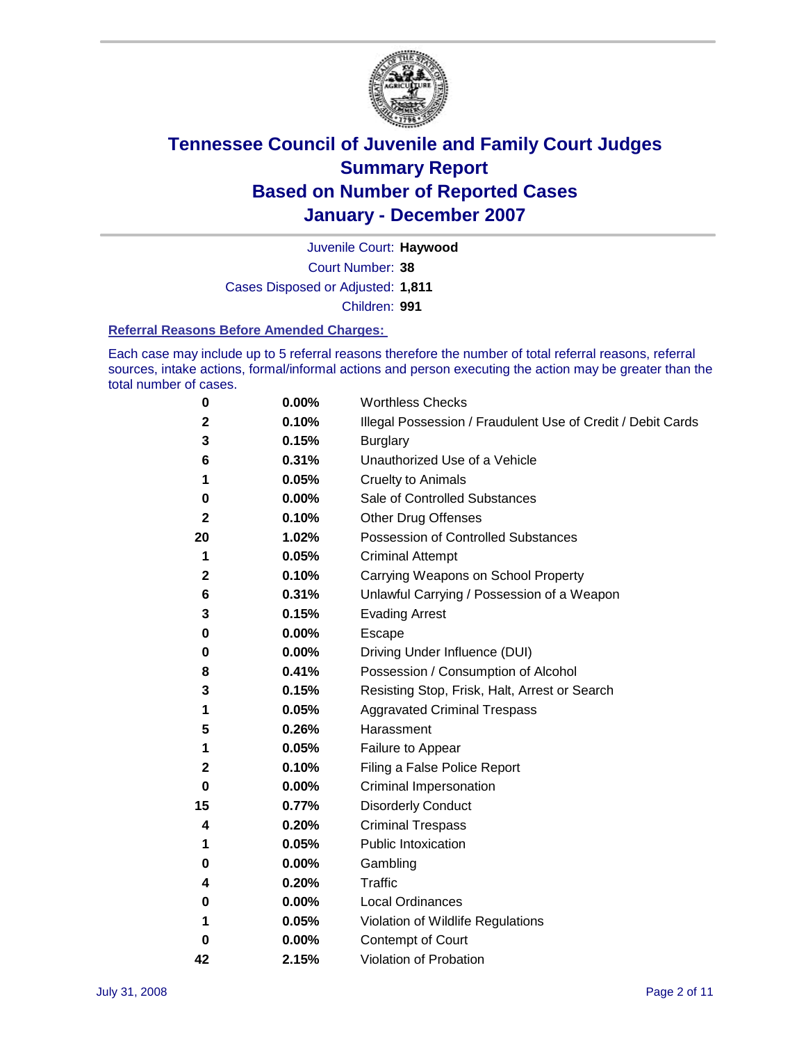# Tennessee Council of Juvenile and Family Court Judges
## Summary Report
## Based on Number of Reported Cases
## January - December 2007

Juvenile Court: **Haywood**

Court Number: **38**

Cases Disposed or Adjusted: **1,811**

Children: **991**

### Referral Reasons Before Amended Charges:

Each case may include up to 5 referral reasons therefore the number of total referral reasons, referral sources, intake actions, formal/informal actions and person executing the action may be greater than the total number of cases.

| Count | Percent | Referral Reason |
|---|---|---|
| 0 | 0.00% | Worthless Checks |
| 2 | 0.10% | Illegal Possession / Fraudulent Use of Credit / Debit Cards |
| 3 | 0.15% | Burglary |
| 6 | 0.31% | Unauthorized Use of a Vehicle |
| 1 | 0.05% | Cruelty to Animals |
| 0 | 0.00% | Sale of Controlled Substances |
| 2 | 0.10% | Other Drug Offenses |
| 20 | 1.02% | Possession of Controlled Substances |
| 1 | 0.05% | Criminal Attempt |
| 2 | 0.10% | Carrying Weapons on School Property |
| 6 | 0.31% | Unlawful Carrying / Possession of a Weapon |
| 3 | 0.15% | Evading Arrest |
| 0 | 0.00% | Escape |
| 0 | 0.00% | Driving Under Influence (DUI) |
| 8 | 0.41% | Possession / Consumption of Alcohol |
| 3 | 0.15% | Resisting Stop, Frisk, Halt, Arrest or Search |
| 1 | 0.05% | Aggravated Criminal Trespass |
| 5 | 0.26% | Harassment |
| 1 | 0.05% | Failure to Appear |
| 2 | 0.10% | Filing a False Police Report |
| 0 | 0.00% | Criminal Impersonation |
| 15 | 0.77% | Disorderly Conduct |
| 4 | 0.20% | Criminal Trespass |
| 1 | 0.05% | Public Intoxication |
| 0 | 0.00% | Gambling |
| 4 | 0.20% | Traffic |
| 0 | 0.00% | Local Ordinances |
| 1 | 0.05% | Violation of Wildlife Regulations |
| 0 | 0.00% | Contempt of Court |
| 42 | 2.15% | Violation of Probation |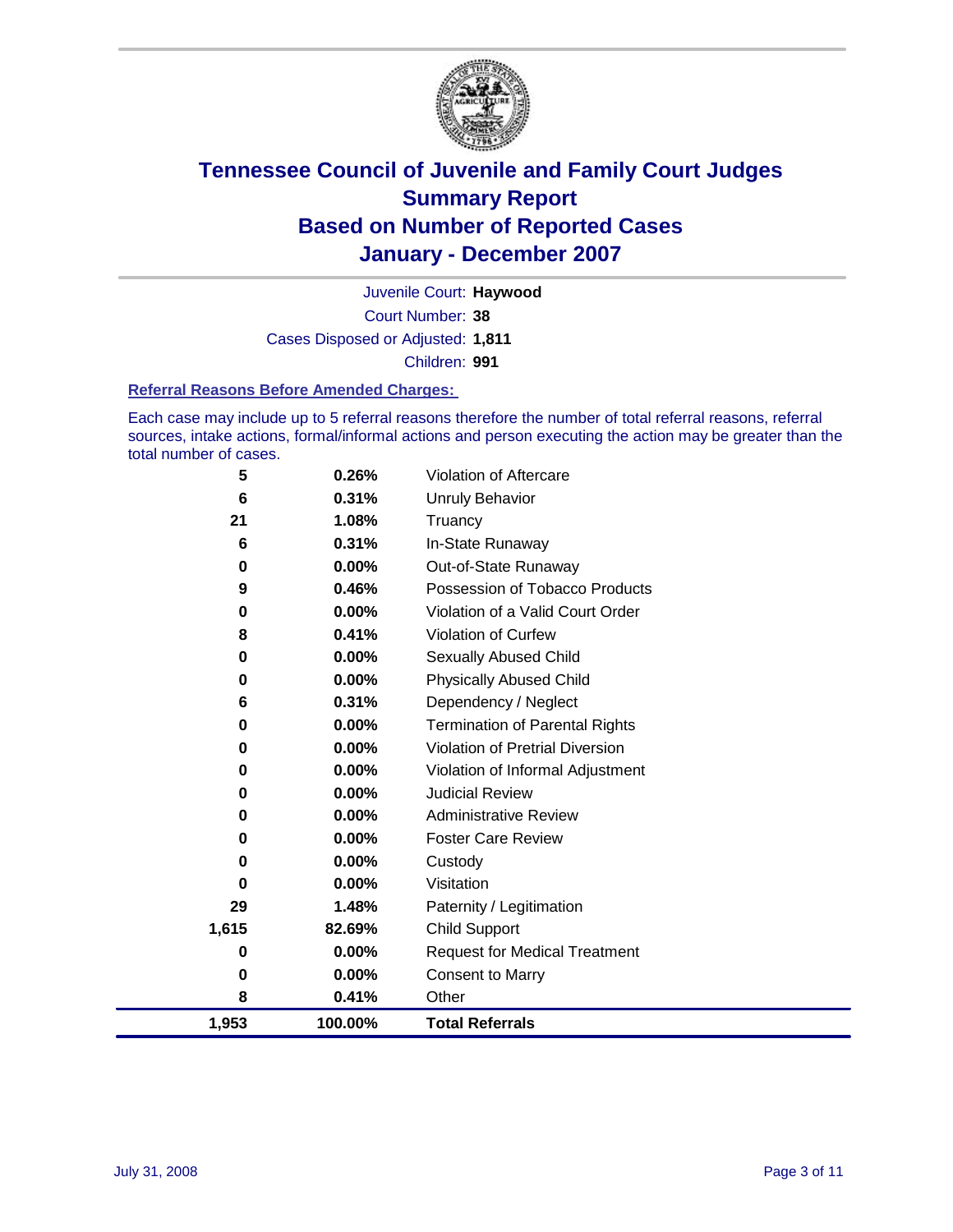# Tennessee Council of Juvenile and Family Court Judges
## Summary Report
## Based on Number of Reported Cases
## January - December 2007

Juvenile Court: **Haywood**

Court Number: **38**

Cases Disposed or Adjusted: **1,811**

Children: **991**

### Referral Reasons Before Amended Charges:

Each case may include up to 5 referral reasons therefore the number of total referral reasons, referral sources, intake actions, formal/informal actions and person executing the action may be greater than the total number of cases.

| Count | Percent | Referral Reason |
|---|---|---|
| 5 | 0.26% | Violation of Aftercare |
| 6 | 0.31% | Unruly Behavior |
| 21 | 1.08% | Truancy |
| 6 | 0.31% | In-State Runaway |
| 0 | 0.00% | Out-of-State Runaway |
| 9 | 0.46% | Possession of Tobacco Products |
| 0 | 0.00% | Violation of a Valid Court Order |
| 8 | 0.41% | Violation of Curfew |
| 0 | 0.00% | Sexually Abused Child |
| 0 | 0.00% | Physically Abused Child |
| 6 | 0.31% | Dependency / Neglect |
| 0 | 0.00% | Termination of Parental Rights |
| 0 | 0.00% | Violation of Pretrial Diversion |
| 0 | 0.00% | Violation of Informal Adjustment |
| 0 | 0.00% | Judicial Review |
| 0 | 0.00% | Administrative Review |
| 0 | 0.00% | Foster Care Review |
| 0 | 0.00% | Custody |
| 0 | 0.00% | Visitation |
| 29 | 1.48% | Paternity / Legitimation |
| 1,615 | 82.69% | Child Support |
| 0 | 0.00% | Request for Medical Treatment |
| 0 | 0.00% | Consent to Marry |
| 8 | 0.41% | Other |
| **1,953** | **100.00%** | **Total Referrals** |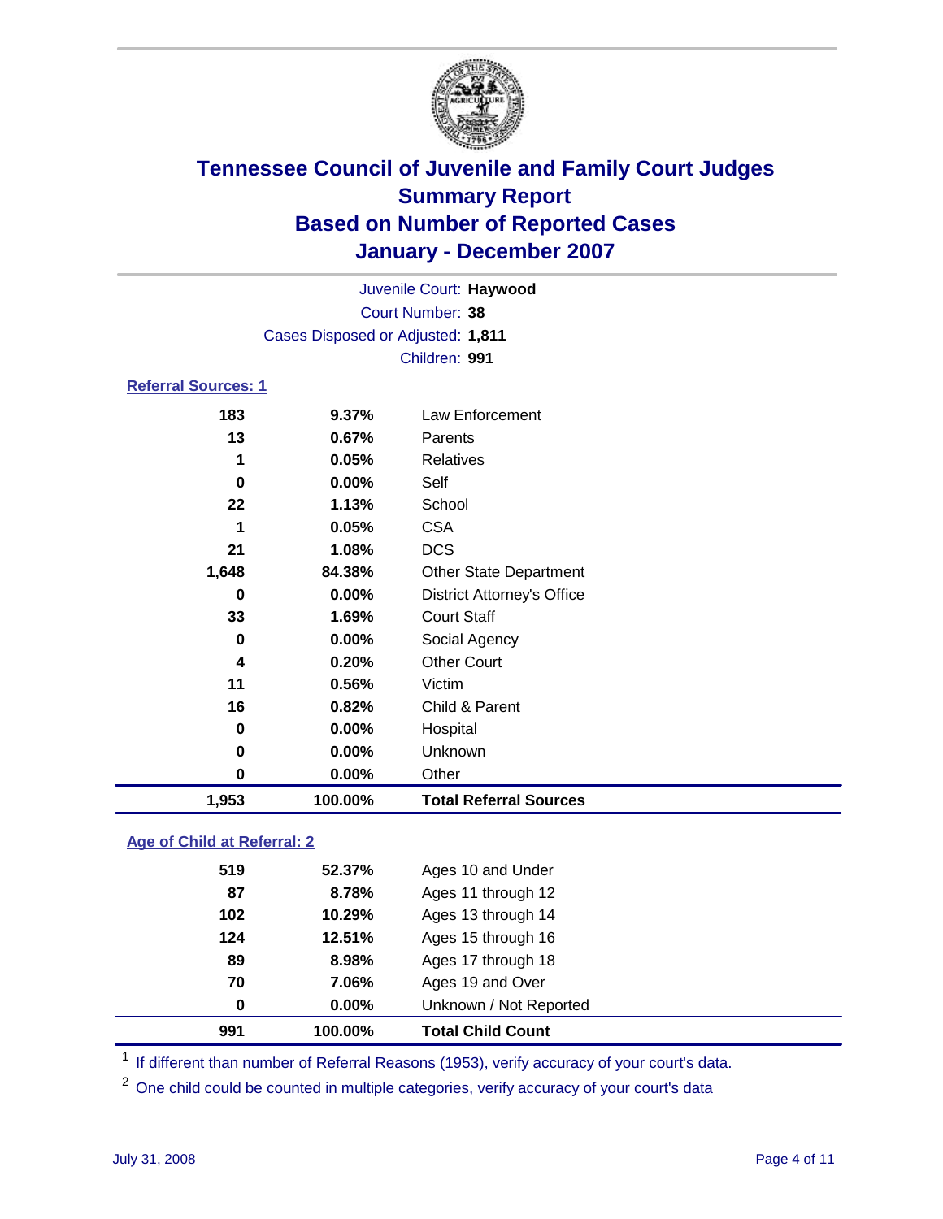# Tennessee Council of Juvenile and Family Court Judges
## Summary Report
## Based on Number of Reported Cases
## January - December 2007

Juvenile Court: **Haywood**
Court Number: **38**
Cases Disposed or Adjusted: **1,811**
Children: **991**

### Referral Sources: 1

| Count | Percent | Source |
|---|---|---|
| 183 | 9.37% | Law Enforcement |
| 13 | 0.67% | Parents |
| 1 | 0.05% | Relatives |
| 0 | 0.00% | Self |
| 22 | 1.13% | School |
| 1 | 0.05% | CSA |
| 21 | 1.08% | DCS |
| 1,648 | 84.38% | Other State Department |
| 0 | 0.00% | District Attorney's Office |
| 33 | 1.69% | Court Staff |
| 0 | 0.00% | Social Agency |
| 4 | 0.20% | Other Court |
| 11 | 0.56% | Victim |
| 16 | 0.82% | Child & Parent |
| 0 | 0.00% | Hospital |
| 0 | 0.00% | Unknown |
| 0 | 0.00% | Other |
| **1,953** | **100.00%** | **Total Referral Sources** |

### Age of Child at Referral: 2

| Count | Percent | Age |
|---|---|---|
| 519 | 52.37% | Ages 10 and Under |
| 87 | 8.78% | Ages 11 through 12 |
| 102 | 10.29% | Ages 13 through 14 |
| 124 | 12.51% | Ages 15 through 16 |
| 89 | 8.98% | Ages 17 through 18 |
| 70 | 7.06% | Ages 19 and Over |
| 0 | 0.00% | Unknown / Not Reported |
| **991** | **100.00%** | **Total Child Count** |

[1] If different than number of Referral Reasons (1953), verify accuracy of your court's data.

[2] One child could be counted in multiple categories, verify accuracy of your court's data

July 31, 2008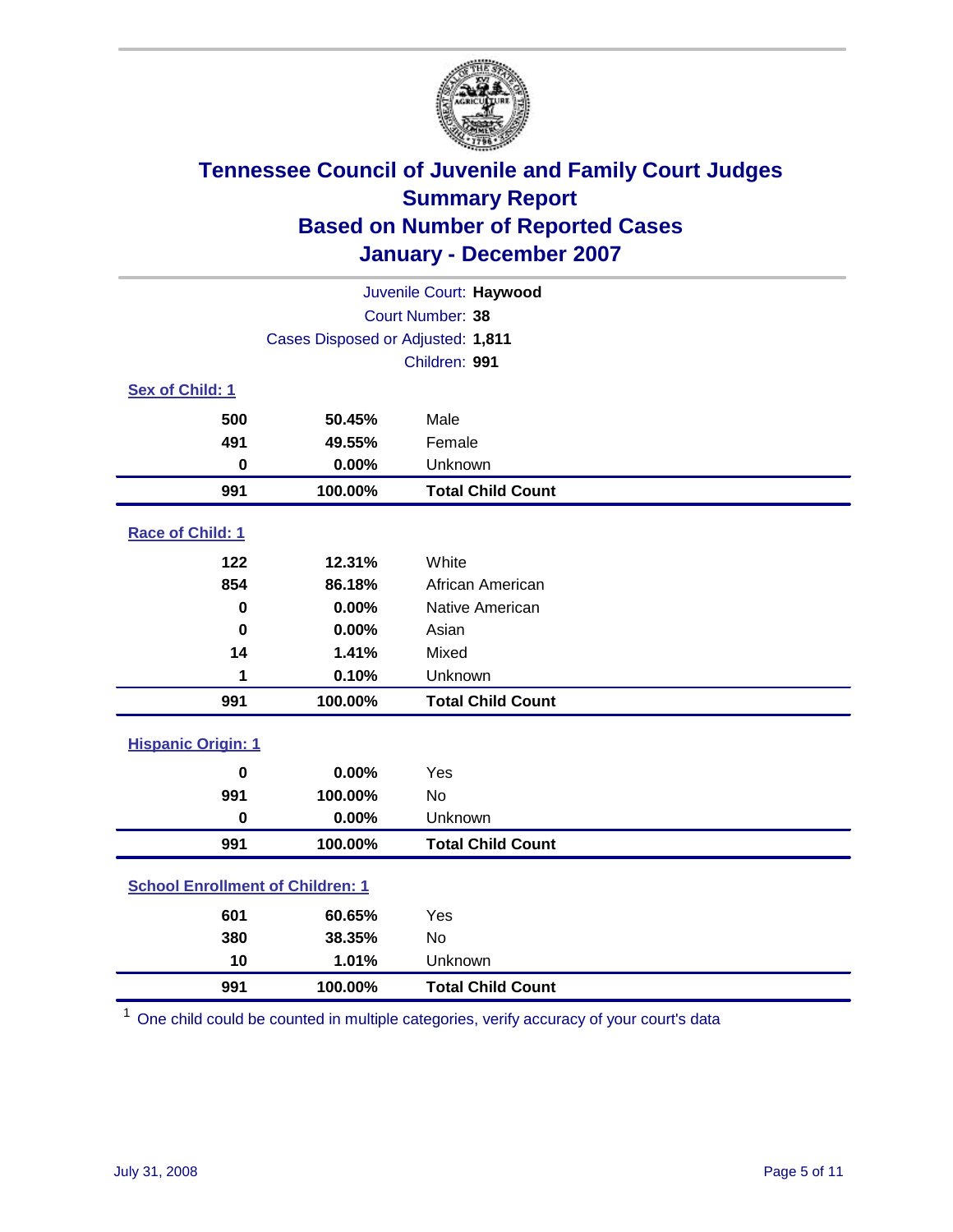# Tennessee Council of Juvenile and Family Court Judges
# Summary Report
# Based on Number of Reported Cases
# January - December 2007

Juvenile Court: **Haywood**
Court Number: **38**
Cases Disposed or Adjusted: **1,811**
Children: **991**

## Sex of Child: 1

| Count | Percent | Category |
|---|---|---|
| 500 | 50.45% | Male |
| 491 | 49.55% | Female |
| 0 | 0.00% | Unknown |
| **991** | **100.00%** | **Total Child Count** |

## Race of Child: 1

| Count | Percent | Category |
|---|---|---|
| 122 | 12.31% | White |
| 854 | 86.18% | African American |
| 0 | 0.00% | Native American |
| 0 | 0.00% | Asian |
| 14 | 1.41% | Mixed |
| 1 | 0.10% | Unknown |
| **991** | **100.00%** | **Total Child Count** |

## Hispanic Origin: 1

| Count | Percent | Category |
|---|---|---|
| 0 | 0.00% | Yes |
| 991 | 100.00% | No |
| 0 | 0.00% | Unknown |
| **991** | **100.00%** | **Total Child Count** |

## School Enrollment of Children: 1

| Count | Percent | Category |
|---|---|---|
| 601 | 60.65% | Yes |
| 380 | 38.35% | No |
| 10 | 1.01% | Unknown |
| **991** | **100.00%** | **Total Child Count** |

[1] One child could be counted in multiple categories, verify accuracy of your court's data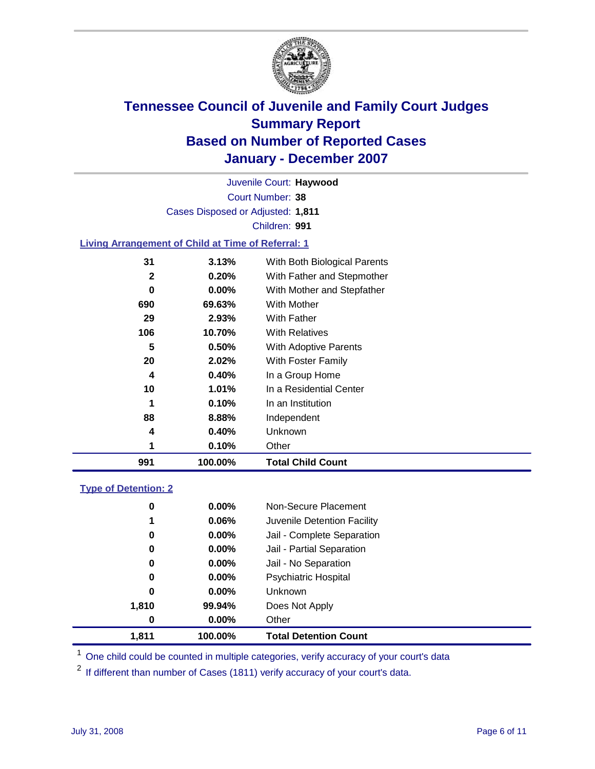# Tennessee Council of Juvenile and Family Court Judges
## Summary Report
## Based on Number of Reported Cases
## January - December 2007

Juvenile Court: **Haywood**

Court Number: **38**

Cases Disposed or Adjusted: **1,811**

Children: **991**

### Living Arrangement of Child at Time of Referral: 1

| Count | Percent | Category |
|---|---|---|
| 31 | 3.13% | With Both Biological Parents |
| 2 | 0.20% | With Father and Stepmother |
| 0 | 0.00% | With Mother and Stepfather |
| 690 | 69.63% | With Mother |
| 29 | 2.93% | With Father |
| 106 | 10.70% | With Relatives |
| 5 | 0.50% | With Adoptive Parents |
| 20 | 2.02% | With Foster Family |
| 4 | 0.40% | In a Group Home |
| 10 | 1.01% | In a Residential Center |
| 1 | 0.10% | In an Institution |
| 88 | 8.88% | Independent |
| 4 | 0.40% | Unknown |
| 1 | 0.10% | Other |
| **991** | **100.00%** | **Total Child Count** |

### Type of Detention: 2

| Count | Percent | Category |
|---|---|---|
| 0 | 0.00% | Non-Secure Placement |
| 1 | 0.06% | Juvenile Detention Facility |
| 0 | 0.00% | Jail - Complete Separation |
| 0 | 0.00% | Jail - Partial Separation |
| 0 | 0.00% | Jail - No Separation |
| 0 | 0.00% | Psychiatric Hospital |
| 0 | 0.00% | Unknown |
| 1,810 | 99.94% | Does Not Apply |
| 0 | 0.00% | Other |
| **1,811** | **100.00%** | **Total Detention Count** |

[1] One child could be counted in multiple categories, verify accuracy of your court's data

[2] If different than number of Cases (1811) verify accuracy of your court's data.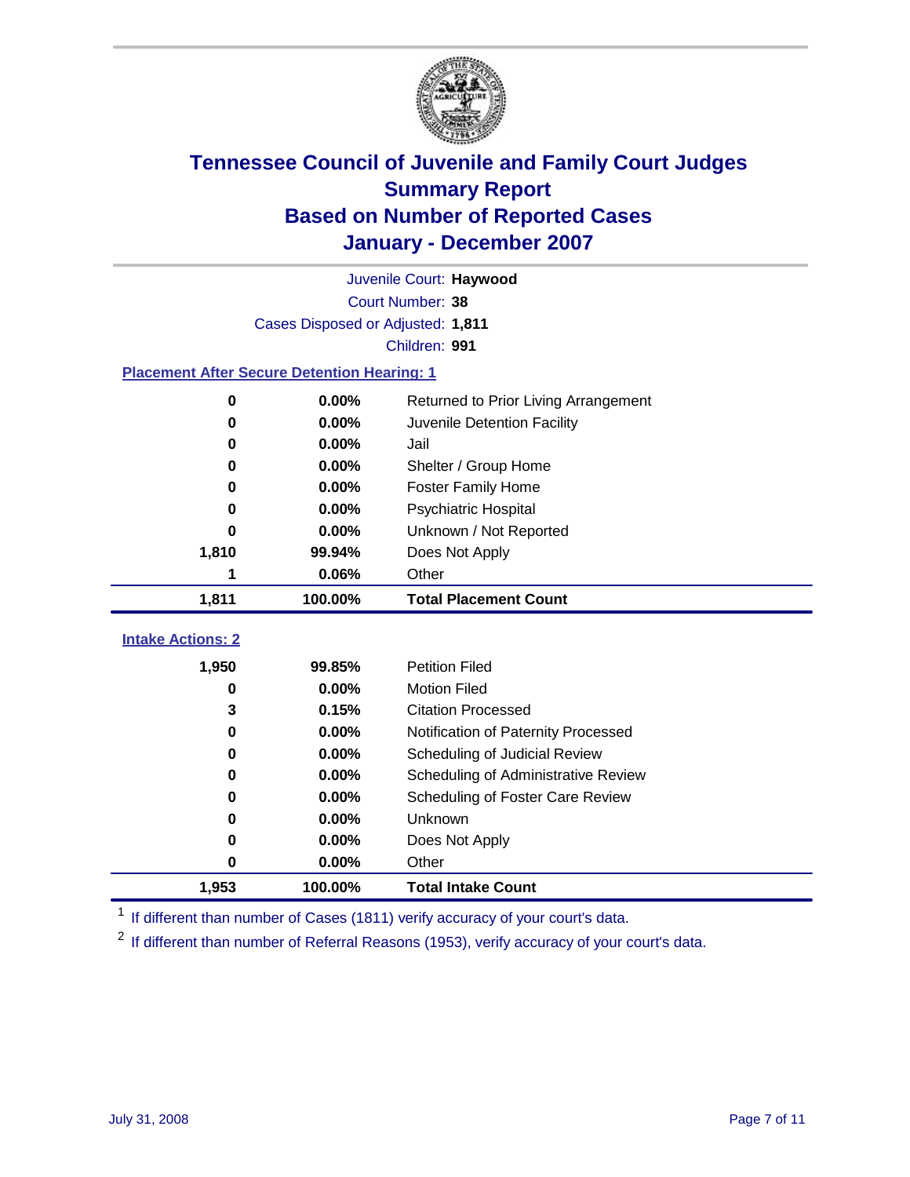# Tennessee Council of Juvenile and Family Court Judges
## Summary Report
## Based on Number of Reported Cases
## January - December 2007

Juvenile Court: **Haywood**

Court Number: **38**

Cases Disposed or Adjusted: **1,811**

Children: **991**

### Placement After Secure Detention Hearing: 1

| | | |
|---|---|---|
| 0 | 0.00% | Returned to Prior Living Arrangement |
| 0 | 0.00% | Juvenile Detention Facility |
| 0 | 0.00% | Jail |
| 0 | 0.00% | Shelter / Group Home |
| 0 | 0.00% | Foster Family Home |
| 0 | 0.00% | Psychiatric Hospital |
| 0 | 0.00% | Unknown / Not Reported |
| 1,810 | 99.94% | Does Not Apply |
| 1 | 0.06% | Other |
| **1,811** | **100.00%** | **Total Placement Count** |

### Intake Actions: 2

| | | |
|---|---|---|
| 1,950 | 99.85% | Petition Filed |
| 0 | 0.00% | Motion Filed |
| 3 | 0.15% | Citation Processed |
| 0 | 0.00% | Notification of Paternity Processed |
| 0 | 0.00% | Scheduling of Judicial Review |
| 0 | 0.00% | Scheduling of Administrative Review |
| 0 | 0.00% | Scheduling of Foster Care Review |
| 0 | 0.00% | Unknown |
| 0 | 0.00% | Does Not Apply |
| 0 | 0.00% | Other |
| **1,953** | **100.00%** | **Total Intake Count** |

[1] If different than number of Cases (1811) verify accuracy of your court's data.

[2] If different than number of Referral Reasons (1953), verify accuracy of your court's data.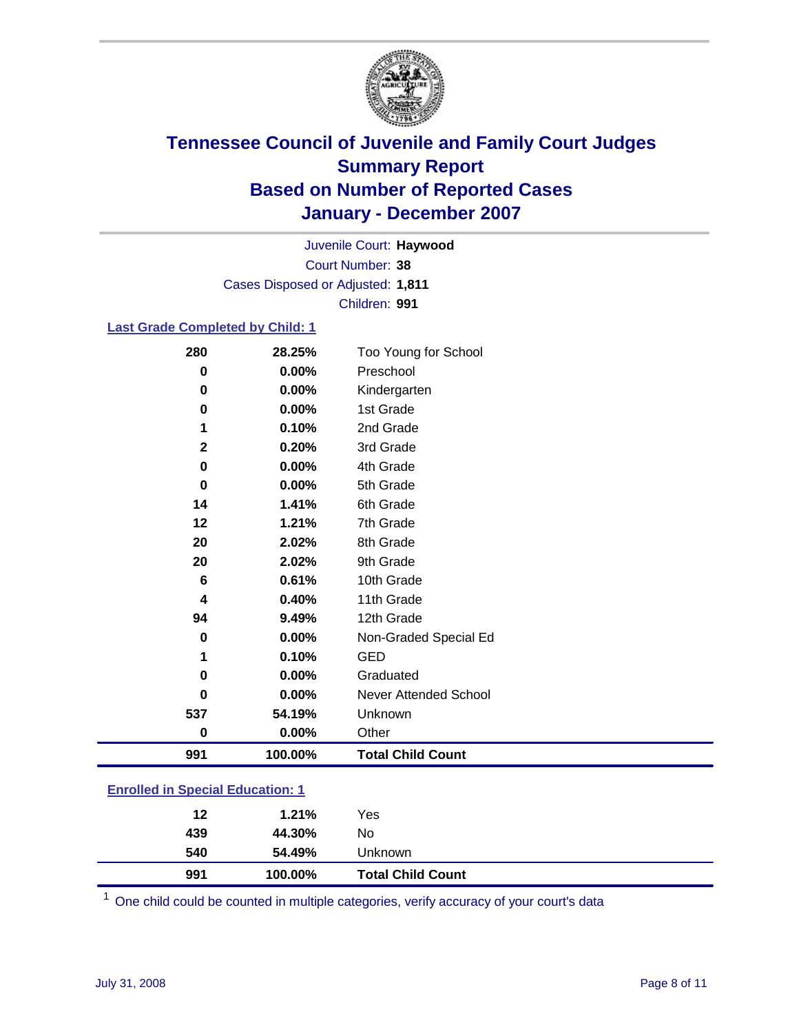# Tennessee Council of Juvenile and Family Court Judges
## Summary Report
## Based on Number of Reported Cases
## January - December 2007

Juvenile Court: **Haywood**
Court Number: **38**
Cases Disposed or Adjusted: **1,811**
Children: **991**

### Last Grade Completed by Child: 1

| Count | Percent | Category |
|---|---|---|
| 280 | 28.25% | Too Young for School |
| 0 | 0.00% | Preschool |
| 0 | 0.00% | Kindergarten |
| 0 | 0.00% | 1st Grade |
| 1 | 0.10% | 2nd Grade |
| 2 | 0.20% | 3rd Grade |
| 0 | 0.00% | 4th Grade |
| 0 | 0.00% | 5th Grade |
| 14 | 1.41% | 6th Grade |
| 12 | 1.21% | 7th Grade |
| 20 | 2.02% | 8th Grade |
| 20 | 2.02% | 9th Grade |
| 6 | 0.61% | 10th Grade |
| 4 | 0.40% | 11th Grade |
| 94 | 9.49% | 12th Grade |
| 0 | 0.00% | Non-Graded Special Ed |
| 1 | 0.10% | GED |
| 0 | 0.00% | Graduated |
| 0 | 0.00% | Never Attended School |
| 537 | 54.19% | Unknown |
| 0 | 0.00% | Other |
| **991** | **100.00%** | **Total Child Count** |

### Enrolled in Special Education: 1

| Count | Percent | Category |
|---|---|---|
| 12 | 1.21% | Yes |
| 439 | 44.30% | No |
| 540 | 54.49% | Unknown |
| **991** | **100.00%** | **Total Child Count** |

[1] One child could be counted in multiple categories, verify accuracy of your court's data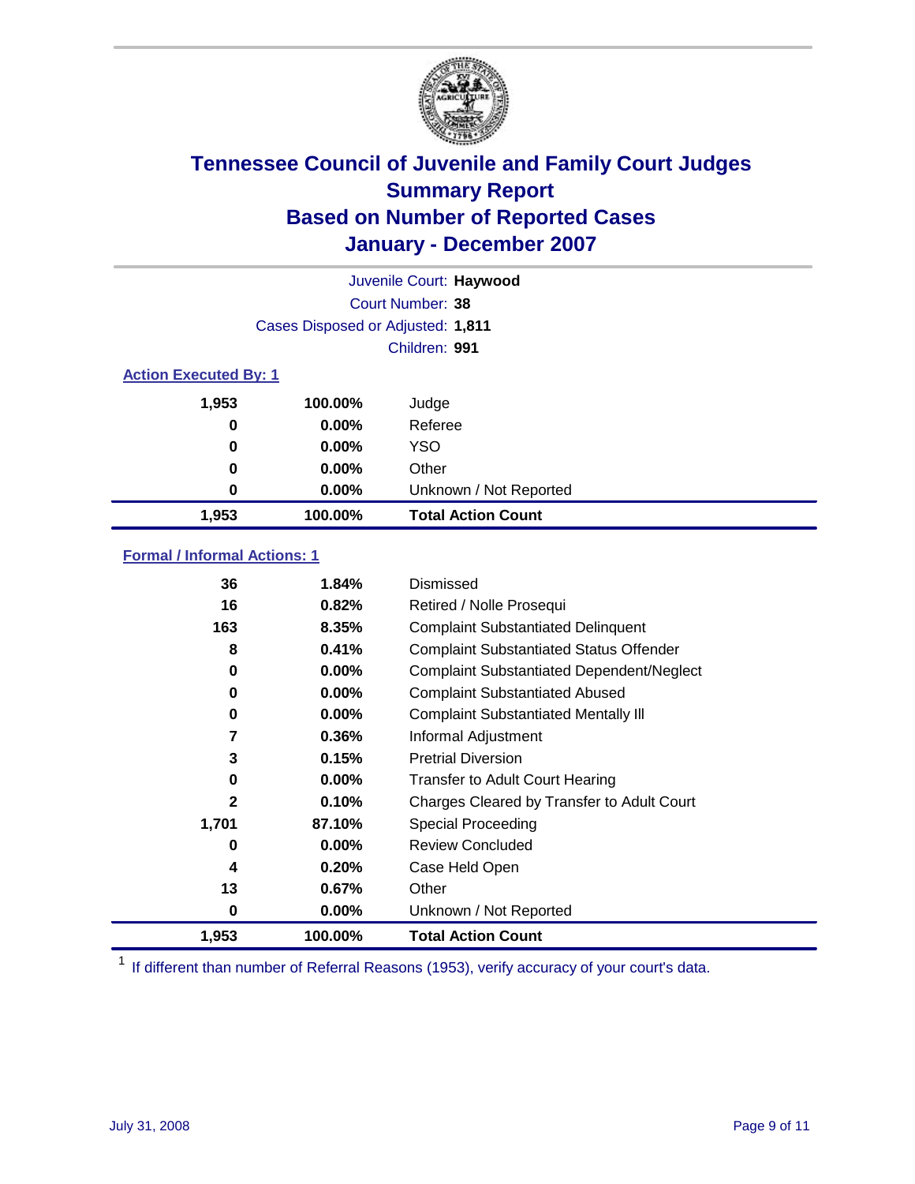# Tennessee Council of Juvenile and Family Court Judges
## Summary Report
## Based on Number of Reported Cases
## January - December 2007

Juvenile Court: **Haywood**
Court Number: **38**
Cases Disposed or Adjusted: **1,811**
Children: **991**

### Action Executed By: 1

| | | |
|---|---|---|
| 1,953 | 100.00% | Judge |
| 0 | 0.00% | Referee |
| 0 | 0.00% | YSO |
| 0 | 0.00% | Other |
| 0 | 0.00% | Unknown / Not Reported |
| **1,953** | **100.00%** | **Total Action Count** |

### Formal / Informal Actions: 1

| | | |
|---|---|---|
| 36 | 1.84% | Dismissed |
| 16 | 0.82% | Retired / Nolle Prosequi |
| 163 | 8.35% | Complaint Substantiated Delinquent |
| 8 | 0.41% | Complaint Substantiated Status Offender |
| 0 | 0.00% | Complaint Substantiated Dependent/Neglect |
| 0 | 0.00% | Complaint Substantiated Abused |
| 0 | 0.00% | Complaint Substantiated Mentally Ill |
| 7 | 0.36% | Informal Adjustment |
| 3 | 0.15% | Pretrial Diversion |
| 0 | 0.00% | Transfer to Adult Court Hearing |
| 2 | 0.10% | Charges Cleared by Transfer to Adult Court |
| 1,701 | 87.10% | Special Proceeding |
| 0 | 0.00% | Review Concluded |
| 4 | 0.20% | Case Held Open |
| 13 | 0.67% | Other |
| 0 | 0.00% | Unknown / Not Reported |
| **1,953** | **100.00%** | **Total Action Count** |

[1] If different than number of Referral Reasons (1953), verify accuracy of your court's data.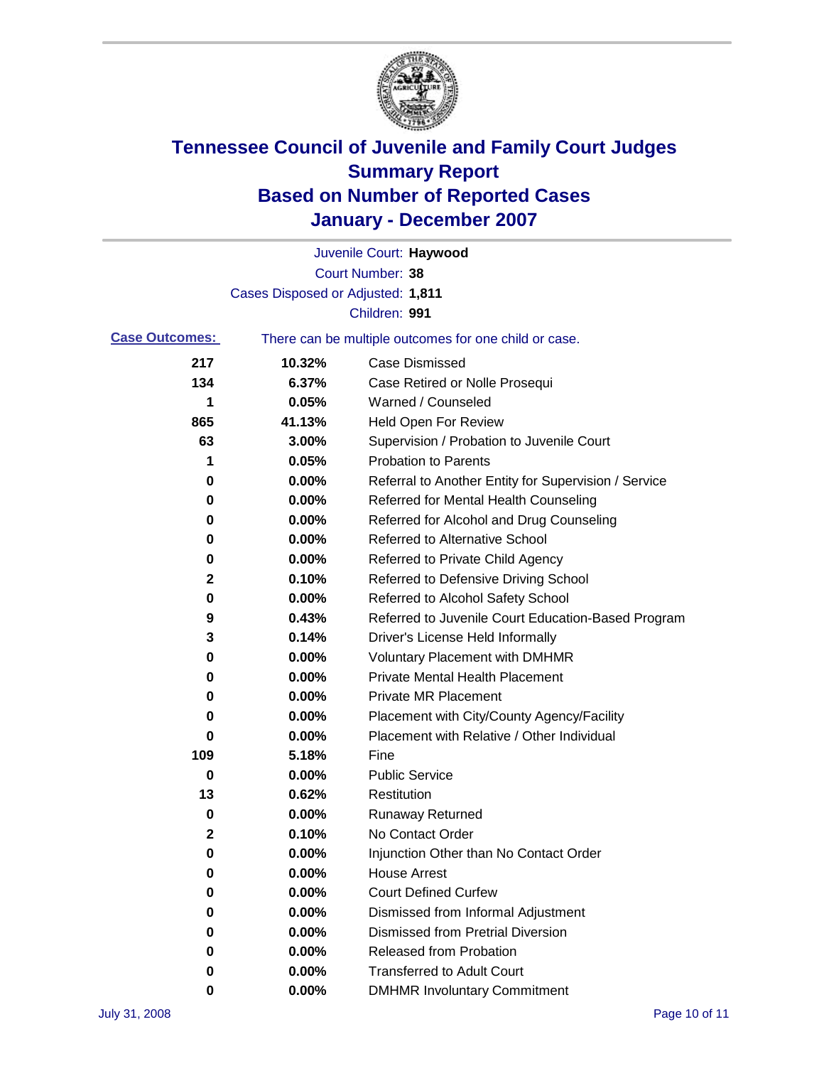# Tennessee Council of Juvenile and Family Court Judges
## Summary Report
## Based on Number of Reported Cases
## January - December 2007

Juvenile Court: **Haywood**

Court Number: **38**

Cases Disposed or Adjusted: **1,811**

Children: **991**

**Case Outcomes:** There can be multiple outcomes for one child or case.

| Count | Percent | Outcome |
|---|---|---|
| 217 | 10.32% | Case Dismissed |
| 134 | 6.37% | Case Retired or Nolle Prosequi |
| 1 | 0.05% | Warned / Counseled |
| 865 | 41.13% | Held Open For Review |
| 63 | 3.00% | Supervision / Probation to Juvenile Court |
| 1 | 0.05% | Probation to Parents |
| 0 | 0.00% | Referral to Another Entity for Supervision / Service |
| 0 | 0.00% | Referred for Mental Health Counseling |
| 0 | 0.00% | Referred for Alcohol and Drug Counseling |
| 0 | 0.00% | Referred to Alternative School |
| 0 | 0.00% | Referred to Private Child Agency |
| 2 | 0.10% | Referred to Defensive Driving School |
| 0 | 0.00% | Referred to Alcohol Safety School |
| 9 | 0.43% | Referred to Juvenile Court Education-Based Program |
| 3 | 0.14% | Driver's License Held Informally |
| 0 | 0.00% | Voluntary Placement with DMHMR |
| 0 | 0.00% | Private Mental Health Placement |
| 0 | 0.00% | Private MR Placement |
| 0 | 0.00% | Placement with City/County Agency/Facility |
| 0 | 0.00% | Placement with Relative / Other Individual |
| 109 | 5.18% | Fine |
| 0 | 0.00% | Public Service |
| 13 | 0.62% | Restitution |
| 0 | 0.00% | Runaway Returned |
| 2 | 0.10% | No Contact Order |
| 0 | 0.00% | Injunction Other than No Contact Order |
| 0 | 0.00% | House Arrest |
| 0 | 0.00% | Court Defined Curfew |
| 0 | 0.00% | Dismissed from Informal Adjustment |
| 0 | 0.00% | Dismissed from Pretrial Diversion |
| 0 | 0.00% | Released from Probation |
| 0 | 0.00% | Transferred to Adult Court |
| 0 | 0.00% | DMHMR Involuntary Commitment |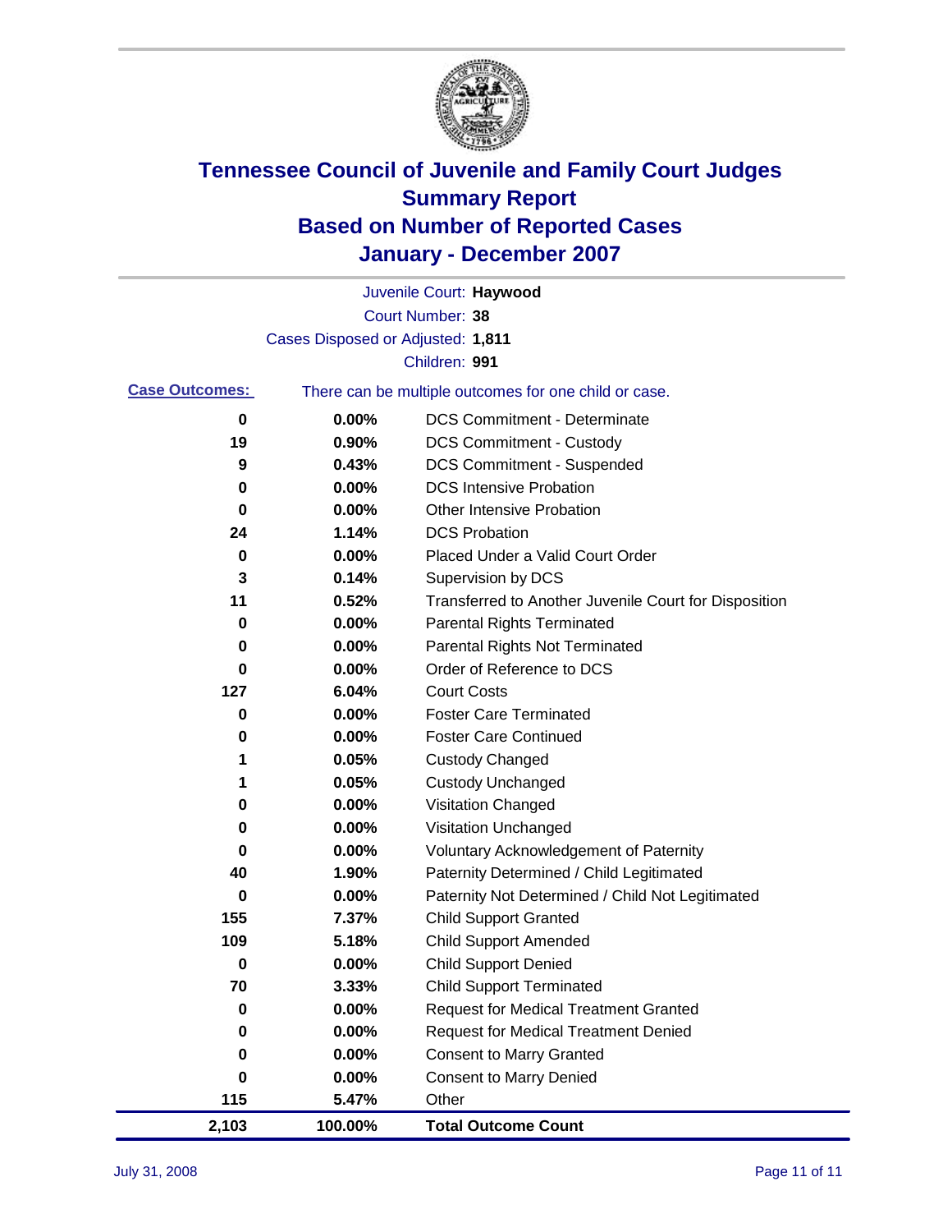# Tennessee Council of Juvenile and Family Court Judges
## Summary Report
## Based on Number of Reported Cases
## January - December 2007

Juvenile Court: **Haywood**

Court Number: **38**

Cases Disposed or Adjusted: **1,811**

Children: **991**

**Case Outcomes:** There can be multiple outcomes for one child or case.

| | | |
|---|---|---|
| 0 | 0.00% | DCS Commitment - Determinate |
| 19 | 0.90% | DCS Commitment - Custody |
| 9 | 0.43% | DCS Commitment - Suspended |
| 0 | 0.00% | DCS Intensive Probation |
| 0 | 0.00% | Other Intensive Probation |
| 24 | 1.14% | DCS Probation |
| 0 | 0.00% | Placed Under a Valid Court Order |
| 3 | 0.14% | Supervision by DCS |
| 11 | 0.52% | Transferred to Another Juvenile Court for Disposition |
| 0 | 0.00% | Parental Rights Terminated |
| 0 | 0.00% | Parental Rights Not Terminated |
| 0 | 0.00% | Order of Reference to DCS |
| 127 | 6.04% | Court Costs |
| 0 | 0.00% | Foster Care Terminated |
| 0 | 0.00% | Foster Care Continued |
| 1 | 0.05% | Custody Changed |
| 1 | 0.05% | Custody Unchanged |
| 0 | 0.00% | Visitation Changed |
| 0 | 0.00% | Visitation Unchanged |
| 0 | 0.00% | Voluntary Acknowledgement of Paternity |
| 40 | 1.90% | Paternity Determined / Child Legitimated |
| 0 | 0.00% | Paternity Not Determined / Child Not Legitimated |
| 155 | 7.37% | Child Support Granted |
| 109 | 5.18% | Child Support Amended |
| 0 | 0.00% | Child Support Denied |
| 70 | 3.33% | Child Support Terminated |
| 0 | 0.00% | Request for Medical Treatment Granted |
| 0 | 0.00% | Request for Medical Treatment Denied |
| 0 | 0.00% | Consent to Marry Granted |
| 0 | 0.00% | Consent to Marry Denied |
| 115 | 5.47% | Other |
| **2,103** | **100.00%** | **Total Outcome Count** |

July 31, 2008